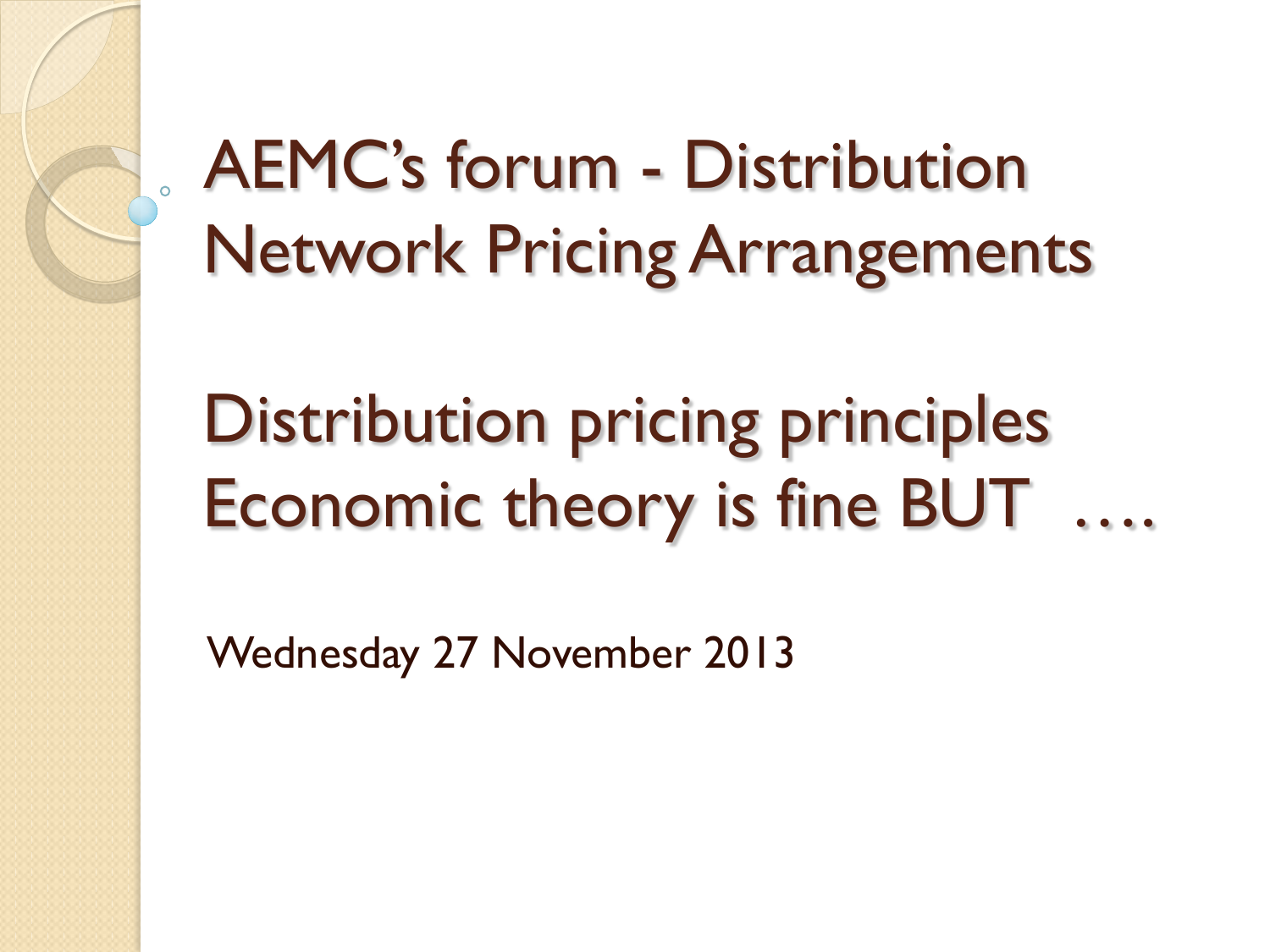# AEMC's forum - Distribution Network Pricing Arrangements

# Distribution pricing principles Economic theory is fine BUT ….

Wednesday 27 November 2013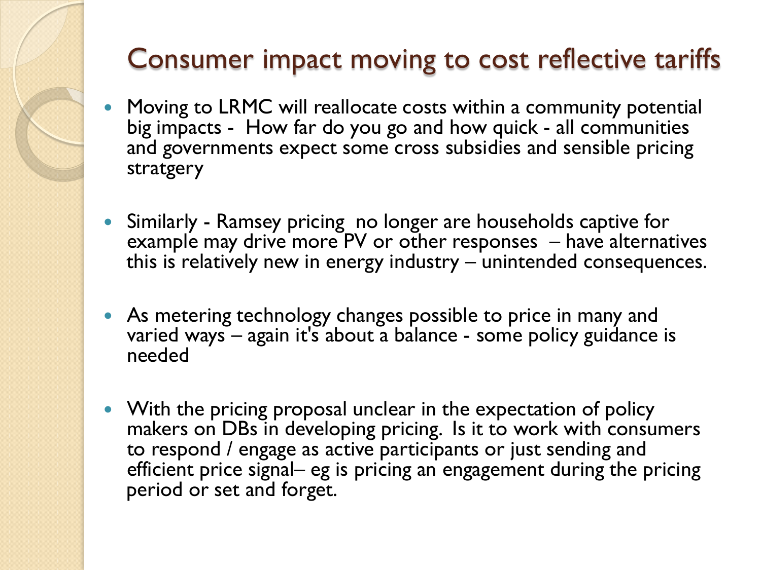# Consumer impact moving to cost reflective tariffs

- Moving to LRMC will reallocate costs within a community potential big impacts - How far do you go and how quick - all communities and governments expect some cross subsidies and sensible pricing stratgery

- Similarly - Ramsey pricing no longer are households captive for example may drive more PV or other responses – have alternatives this is relatively new in energy industry – unintended consequences.

- As metering technology changes possible to price in many and varied ways – again it's about a balance - some policy guidance is needed

- With the pricing proposal unclear in the expectation of policy makers on DBs in developing pricing. Is it to work with consumers to respond / engage as active participants or just sending and efficient price signal– eg is pricing an engagement during the pricing period or set and forget.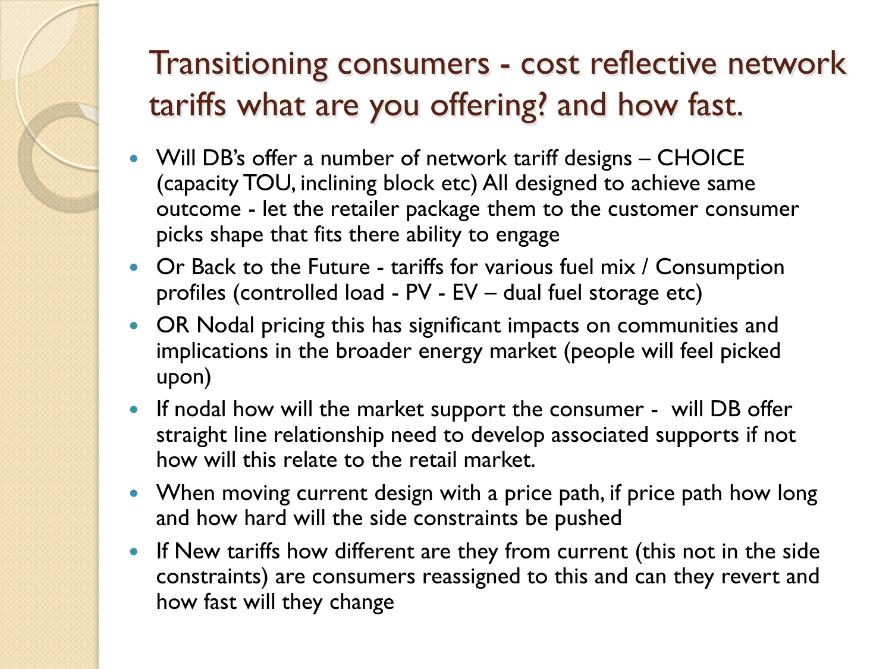# Transitioning consumers - cost reflective network tariffs what are you offering? and how fast.

- Will DB's offer a number of network tariff designs – CHOICE (capacity TOU, inclining block etc) All designed to achieve same outcome - let the retailer package them to the customer consumer picks shape that fits there ability to engage
- Or Back to the Future - tariffs for various fuel mix / Consumption profiles (controlled load - PV - EV – dual fuel storage etc)
- OR Nodal pricing this has significant impacts on communities and implications in the broader energy market (people will feel picked upon)
- If nodal how will the market support the consumer - will DB offer straight line relationship need to develop associated supports if not how will this relate to the retail market.
- When moving current design with a price path, if price path how long and how hard will the side constraints be pushed
- If New tariffs how different are they from current (this not in the side constraints) are consumers reassigned to this and can they revert and how fast will they change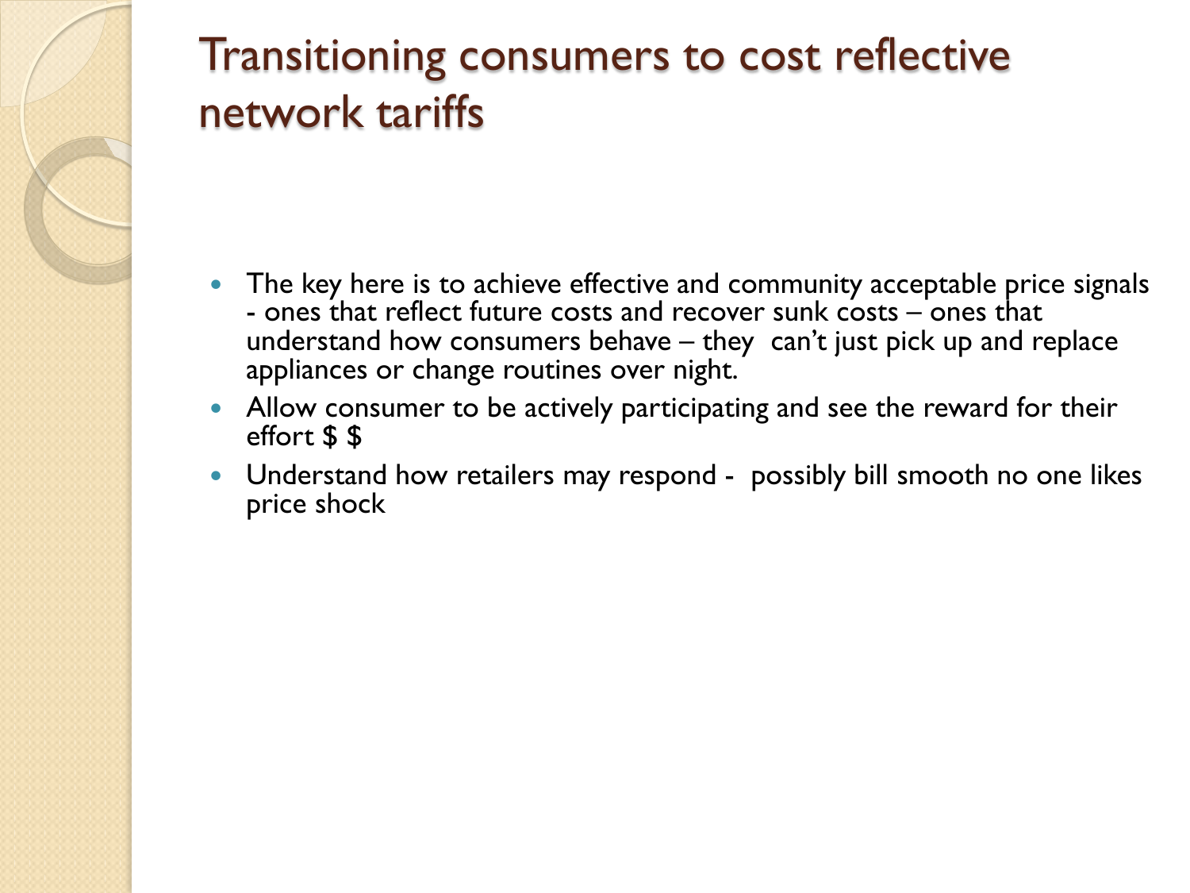# Transitioning consumers to cost reflective network tariffs

- The key here is to achieve effective and community acceptable price signals - ones that reflect future costs and recover sunk costs – ones that understand how consumers behave – they can't just pick up and replace appliances or change routines over night.
- Allow consumer to be actively participating and see the reward for their effort $ $
- Understand how retailers may respond - possibly bill smooth no one likes price shock